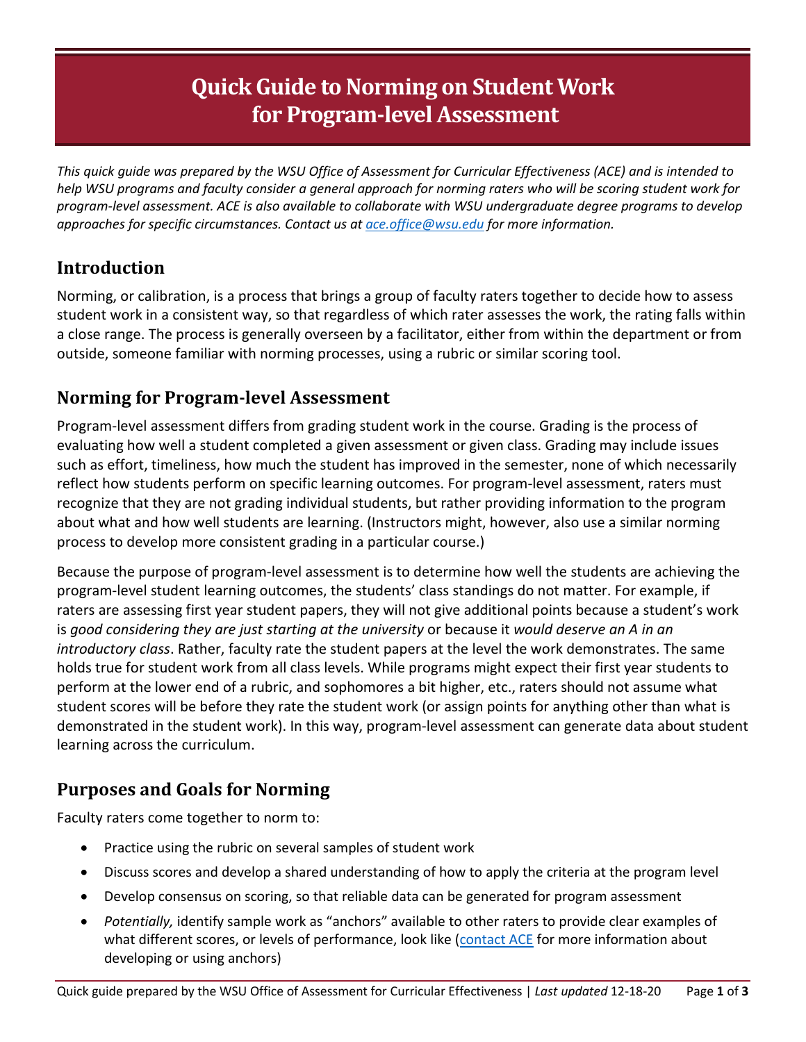# Quick Guide to Norming on Student Work for Program-level Assessment

*This quick guide was prepared by the WSU Office of Assessment for Curricular Effectiveness (ACE) and is intended to help WSU programs and faculty consider a general approach for norming raters who will be scoring student work for program-level assessment. ACE is also available to collaborate with WSU undergraduate degree programs to develop approaches for specific circumstances. Contact us at [ace.office@wsu.edu](mailto:ace.office@wsu.edu) for more information.*

## Introduction

Norming, or calibration, is a process that brings a group of faculty raters together to decide how to assess student work in a consistent way, so that regardless of which rater assesses the work, the rating falls within a close range. The process is generally overseen by a facilitator, either from within the department or from outside, someone familiar with norming processes, using a rubric or similar scoring tool.

## Norming for Program-level Assessment

Program-level assessment differs from grading student work in the course. Grading is the process of evaluating how well a student completed a given assessment or given class. Grading may include issues such as effort, timeliness, how much the student has improved in the semester, none of which necessarily reflect how students perform on specific learning outcomes. For program-level assessment, raters must recognize that they are not grading individual students, but rather providing information to the program about what and how well students are learning. (Instructors might, however, also use a similar norming process to develop more consistent grading in a particular course.)

Because the purpose of program-level assessment is to determine how well the students are achieving the program-level student learning outcomes, the students' class standings do not matter. For example, if raters are assessing first year student papers, they will not give additional points because a student's work is *good considering they are just starting at the university* or because it *would deserve an A in an introductory class*. Rather, faculty rate the student papers at the level the work demonstrates. The same holds true for student work from all class levels. While programs might expect their first year students to perform at the lower end of a rubric, and sophomores a bit higher, etc., raters should not assume what student scores will be before they rate the student work (or assign points for anything other than what is demonstrated in the student work). In this way, program-level assessment can generate data about student learning across the curriculum.

## Purposes and Goals for Norming

Faculty raters come together to norm to:

- Practice using the rubric on several samples of student work
- Discuss scores and develop a shared understanding of how to apply the criteria at the program level
- Develop consensus on scoring, so that reliable data can be generated for program assessment
- *Potentially,* identify sample work as "anchors" available to other raters to provide clear examples of what different scores, or levels of performance, look like (contact ACE for more information about developing or using anchors)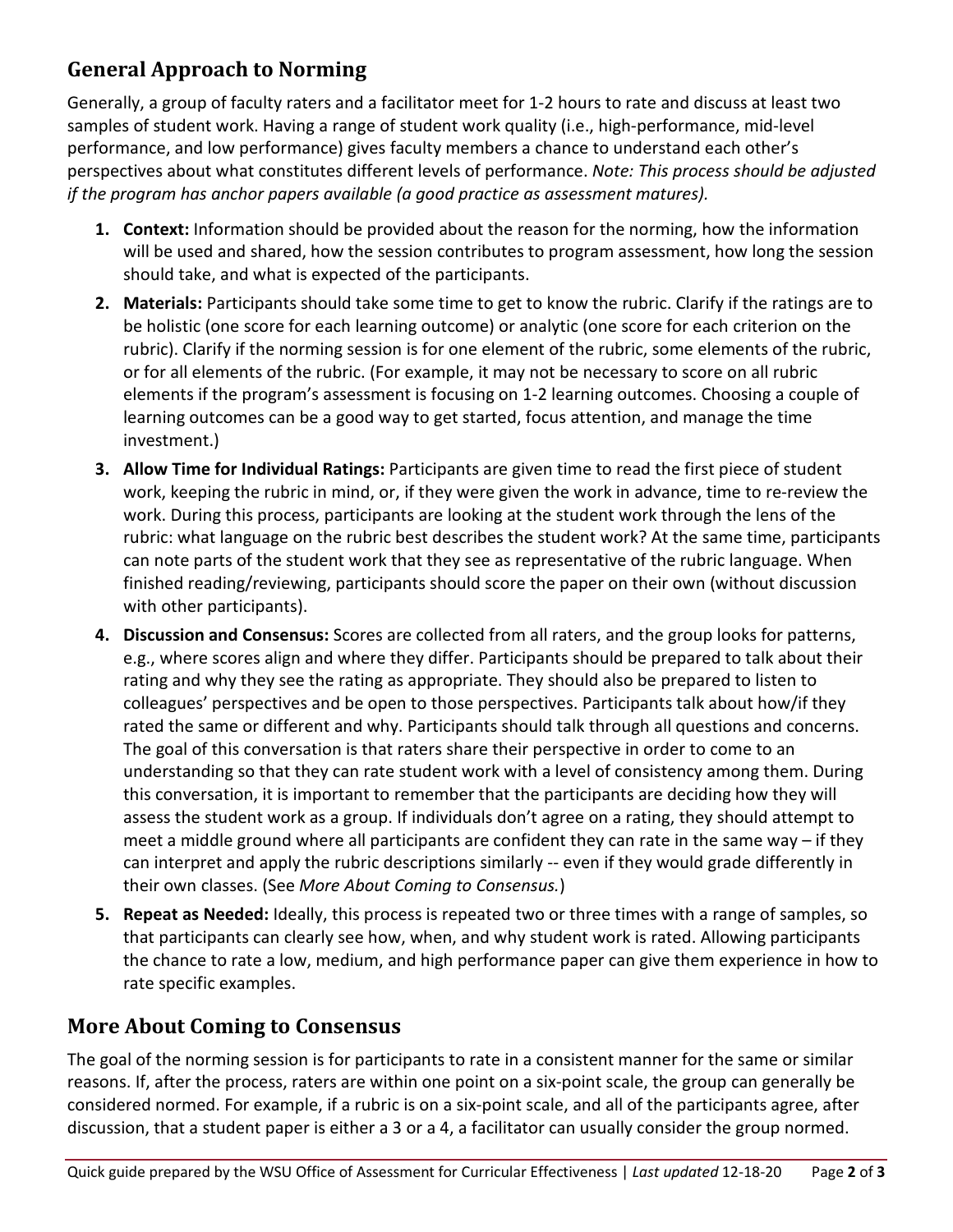## General Approach to Norming

Generally, a group of faculty raters and a facilitator meet for 1-2 hours to rate and discuss at least two samples of student work. Having a range of student work quality (i.e., high-performance, mid-level performance, and low performance) gives faculty members a chance to understand each other's perspectives about what constitutes different levels of performance. *Note: This process should be adjusted if the program has anchor papers available (a good practice as assessment matures).*

1. **Context:** Information should be provided about the reason for the norming, how the information will be used and shared, how the session contributes to program assessment, how long the session should take, and what is expected of the participants.
2. **Materials:** Participants should take some time to get to know the rubric. Clarify if the ratings are to be holistic (one score for each learning outcome) or analytic (one score for each criterion on the rubric). Clarify if the norming session is for one element of the rubric, some elements of the rubric, or for all elements of the rubric. (For example, it may not be necessary to score on all rubric elements if the program's assessment is focusing on 1-2 learning outcomes. Choosing a couple of learning outcomes can be a good way to get started, focus attention, and manage the time investment.)
3. **Allow Time for Individual Ratings:** Participants are given time to read the first piece of student work, keeping the rubric in mind, or, if they were given the work in advance, time to re-review the work. During this process, participants are looking at the student work through the lens of the rubric: what language on the rubric best describes the student work? At the same time, participants can note parts of the student work that they see as representative of the rubric language. When finished reading/reviewing, participants should score the paper on their own (without discussion with other participants).
4. **Discussion and Consensus:** Scores are collected from all raters, and the group looks for patterns, e.g., where scores align and where they differ. Participants should be prepared to talk about their rating and why they see the rating as appropriate. They should also be prepared to listen to colleagues' perspectives and be open to those perspectives. Participants talk about how/if they rated the same or different and why. Participants should talk through all questions and concerns. The goal of this conversation is that raters share their perspective in order to come to an understanding so that they can rate student work with a level of consistency among them. During this conversation, it is important to remember that the participants are deciding how they will assess the student work as a group. If individuals don't agree on a rating, they should attempt to meet a middle ground where all participants are confident they can rate in the same way – if they can interpret and apply the rubric descriptions similarly -- even if they would grade differently in their own classes. (See *More About Coming to Consensus.*)
5. **Repeat as Needed:** Ideally, this process is repeated two or three times with a range of samples, so that participants can clearly see how, when, and why student work is rated. Allowing participants the chance to rate a low, medium, and high performance paper can give them experience in how to rate specific examples.

## More About Coming to Consensus

The goal of the norming session is for participants to rate in a consistent manner for the same or similar reasons. If, after the process, raters are within one point on a six-point scale, the group can generally be considered normed. For example, if a rubric is on a six-point scale, and all of the participants agree, after discussion, that a student paper is either a 3 or a 4, a facilitator can usually consider the group normed.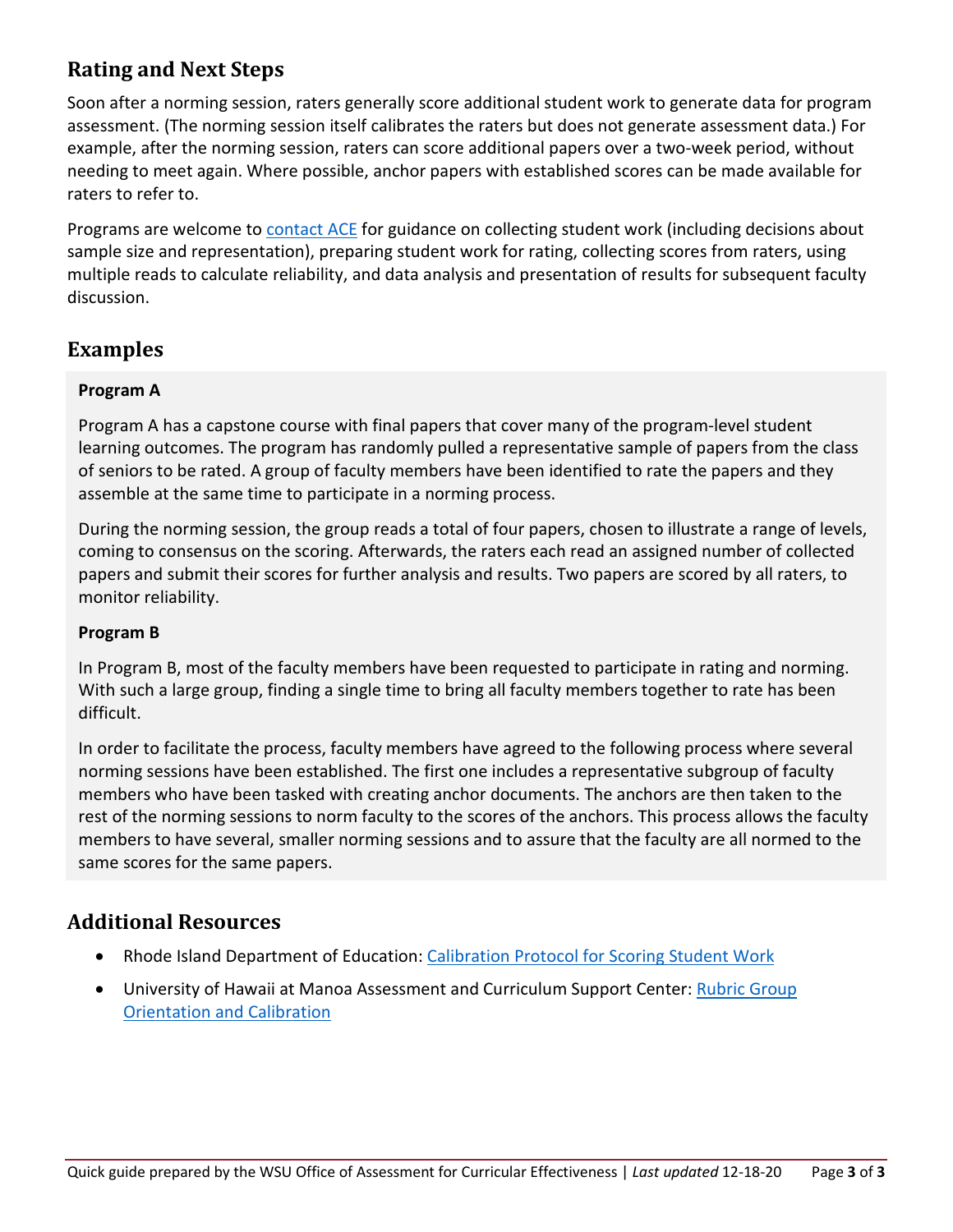## Rating and Next Steps

Soon after a norming session, raters generally score additional student work to generate data for program assessment. (The norming session itself calibrates the raters but does not generate assessment data.) For example, after the norming session, raters can score additional papers over a two-week period, without needing to meet again. Where possible, anchor papers with established scores can be made available for raters to refer to.

Programs are welcome to contact ACE for guidance on collecting student work (including decisions about sample size and representation), preparing student work for rating, collecting scores from raters, using multiple reads to calculate reliability, and data analysis and presentation of results for subsequent faculty discussion.

## Examples

**Program A**

Program A has a capstone course with final papers that cover many of the program-level student learning outcomes. The program has randomly pulled a representative sample of papers from the class of seniors to be rated. A group of faculty members have been identified to rate the papers and they assemble at the same time to participate in a norming process.

During the norming session, the group reads a total of four papers, chosen to illustrate a range of levels, coming to consensus on the scoring. Afterwards, the raters each read an assigned number of collected papers and submit their scores for further analysis and results. Two papers are scored by all raters, to monitor reliability.

**Program B**

In Program B, most of the faculty members have been requested to participate in rating and norming. With such a large group, finding a single time to bring all faculty members together to rate has been difficult.

In order to facilitate the process, faculty members have agreed to the following process where several norming sessions have been established. The first one includes a representative subgroup of faculty members who have been tasked with creating anchor documents. The anchors are then taken to the rest of the norming sessions to norm faculty to the scores of the anchors. This process allows the faculty members to have several, smaller norming sessions and to assure that the faculty are all normed to the same scores for the same papers.

## Additional Resources

- Rhode Island Department of Education: Calibration Protocol for Scoring Student Work
- University of Hawaii at Manoa Assessment and Curriculum Support Center: Rubric Group Orientation and Calibration

Quick guide prepared by the WSU Office of Assessment for Curricular Effectiveness | *Last updated* 12-18-20